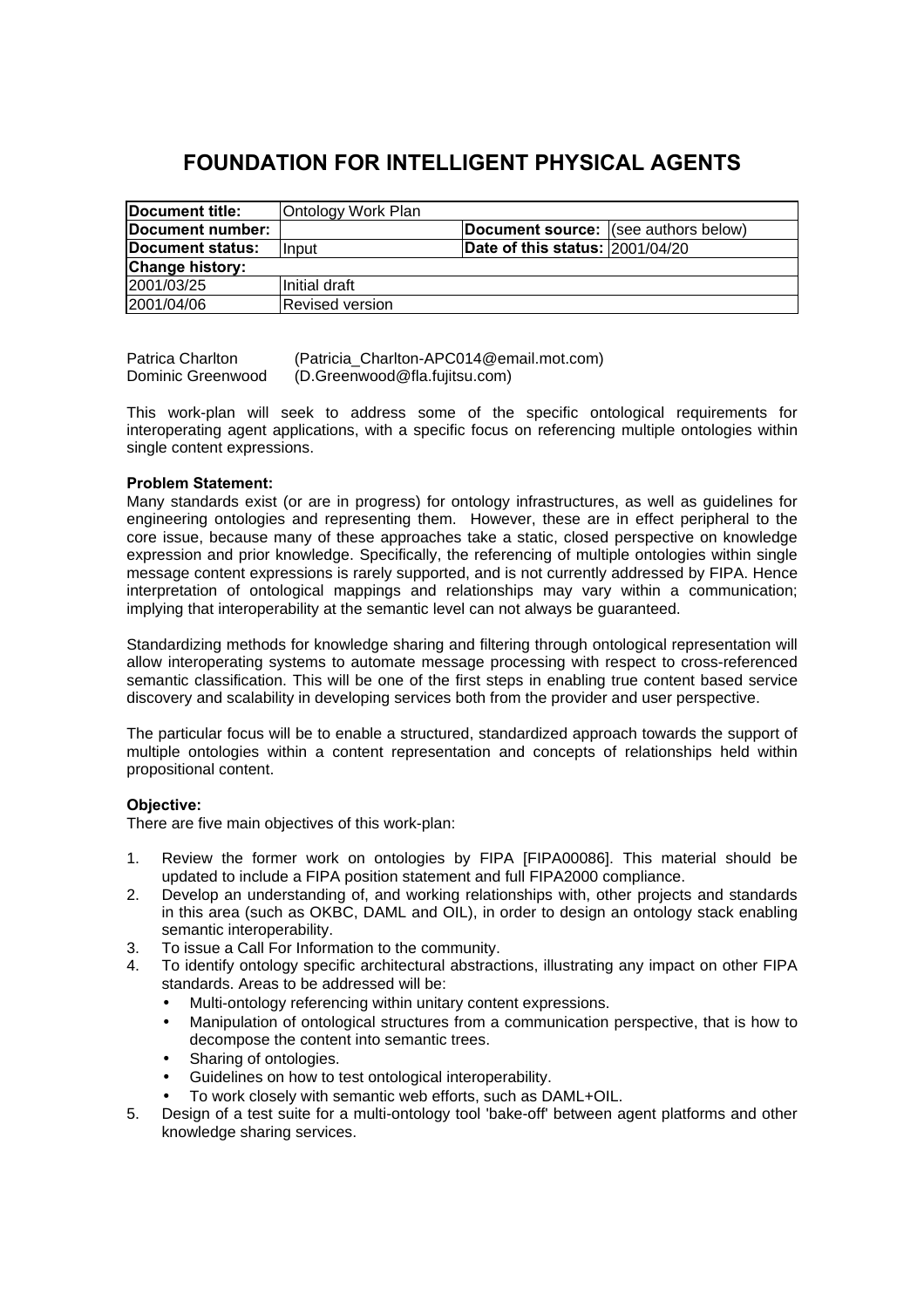# FOUNDATION FOR INTELLIGENT PHYSICAL AGENTS

| **Document title:** | Ontology Work Plan | | |
|---|---|---|---|
| **Document number:** | | **Document source:** | (see authors below) |
| **Document status:** | Input | **Date of this status:** | 2001/04/20 |
| **Change history:** | | | |
| 2001/03/25 | Initial draft | | |
| 2001/04/06 | Revised version | | |

Patrica Charlton (Patricia_Charlton-APC014@email.mot.com)
Dominic Greenwood (D.Greenwood@fla.fujitsu.com)

This work-plan will seek to address some of the specific ontological requirements for interoperating agent applications, with a specific focus on referencing multiple ontologies within single content expressions.

**Problem Statement:**

Many standards exist (or are in progress) for ontology infrastructures, as well as guidelines for engineering ontologies and representing them. However, these are in effect peripheral to the core issue, because many of these approaches take a static, closed perspective on knowledge expression and prior knowledge. Specifically, the referencing of multiple ontologies within single message content expressions is rarely supported, and is not currently addressed by FIPA. Hence interpretation of ontological mappings and relationships may vary within a communication; implying that interoperability at the semantic level can not always be guaranteed.

Standardizing methods for knowledge sharing and filtering through ontological representation will allow interoperating systems to automate message processing with respect to cross-referenced semantic classification. This will be one of the first steps in enabling true content based service discovery and scalability in developing services both from the provider and user perspective.

The particular focus will be to enable a structured, standardized approach towards the support of multiple ontologies within a content representation and concepts of relationships held within propositional content.

**Objective:**

There are five main objectives of this work-plan:

1. Review the former work on ontologies by FIPA [FIPA00086]. This material should be updated to include a FIPA position statement and full FIPA2000 compliance.
2. Develop an understanding of, and working relationships with, other projects and standards in this area (such as OKBC, DAML and OIL), in order to design an ontology stack enabling semantic interoperability.
3. To issue a Call For Information to the community.
4. To identify ontology specific architectural abstractions, illustrating any impact on other FIPA standards. Areas to be addressed will be:
   - Multi-ontology referencing within unitary content expressions.
   - Manipulation of ontological structures from a communication perspective, that is how to decompose the content into semantic trees.
   - Sharing of ontologies.
   - Guidelines on how to test ontological interoperability.
   - To work closely with semantic web efforts, such as DAML+OIL.
5. Design of a test suite for a multi-ontology tool 'bake-off' between agent platforms and other knowledge sharing services.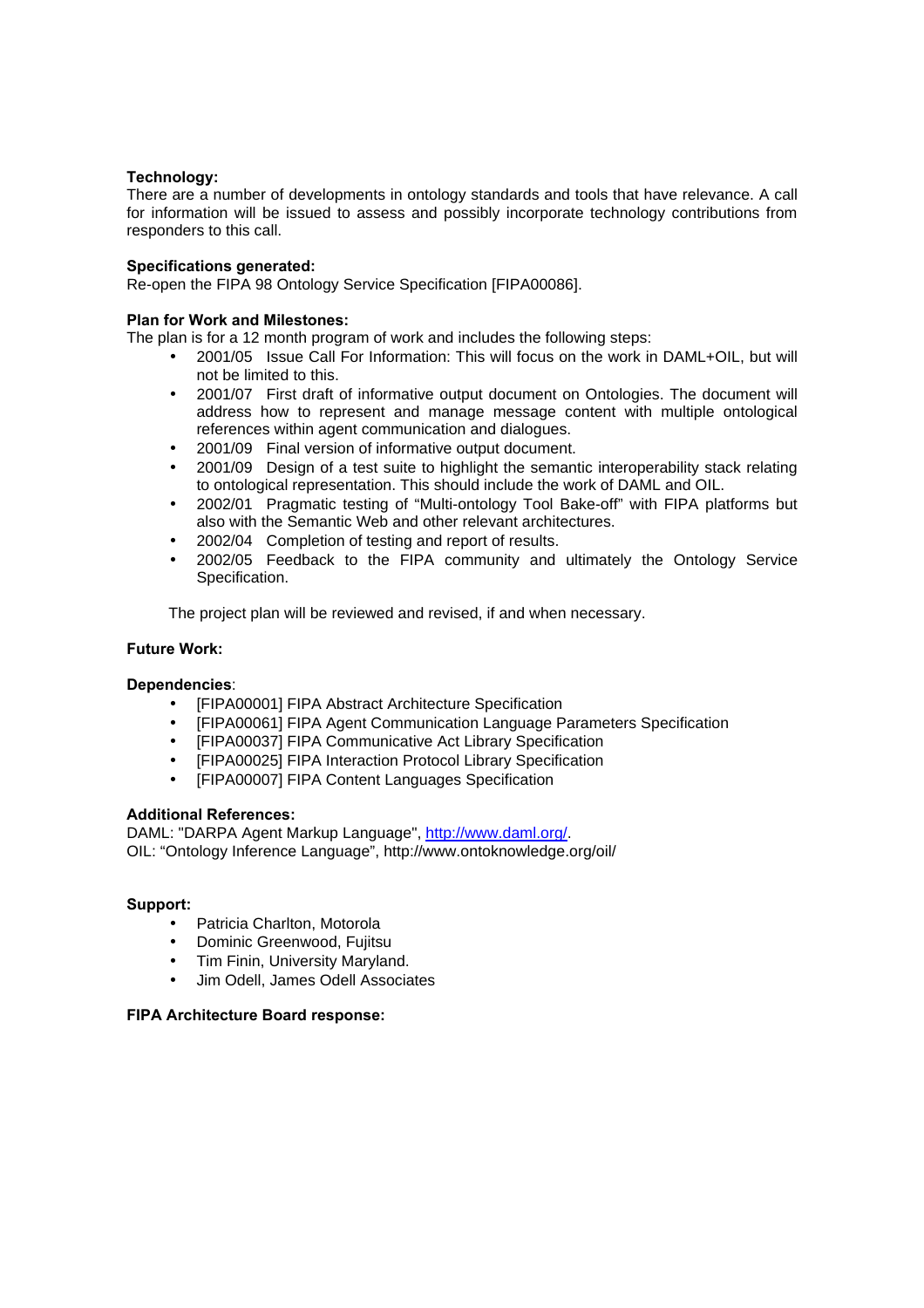**Technology:**
There are a number of developments in ontology standards and tools that have relevance. A call for information will be issued to assess and possibly incorporate technology contributions from responders to this call.

**Specifications generated:**
Re-open the FIPA 98 Ontology Service Specification [FIPA00086].

**Plan for Work and Milestones:**
The plan is for a 12 month program of work and includes the following steps:

- 2001/05 Issue Call For Information: This will focus on the work in DAML+OIL, but will not be limited to this.
- 2001/07 First draft of informative output document on Ontologies. The document will address how to represent and manage message content with multiple ontological references within agent communication and dialogues.
- 2001/09 Final version of informative output document.
- 2001/09 Design of a test suite to highlight the semantic interoperability stack relating to ontological representation. This should include the work of DAML and OIL.
- 2002/01 Pragmatic testing of "Multi-ontology Tool Bake-off" with FIPA platforms but also with the Semantic Web and other relevant architectures.
- 2002/04 Completion of testing and report of results.
- 2002/05 Feedback to the FIPA community and ultimately the Ontology Service Specification.

The project plan will be reviewed and revised, if and when necessary.

**Future Work:**

**Dependencies**:

- [FIPA00001] FIPA Abstract Architecture Specification
- [FIPA00061] FIPA Agent Communication Language Parameters Specification
- [FIPA00037] FIPA Communicative Act Library Specification
- [FIPA00025] FIPA Interaction Protocol Library Specification
- [FIPA00007] FIPA Content Languages Specification

**Additional References:**
DAML: "DARPA Agent Markup Language", http://www.daml.org/.
OIL: "Ontology Inference Language", http://www.ontoknowledge.org/oil/

**Support:**

- Patricia Charlton, Motorola
- Dominic Greenwood, Fujitsu
- Tim Finin, University Maryland.
- Jim Odell, James Odell Associates

**FIPA Architecture Board response:**